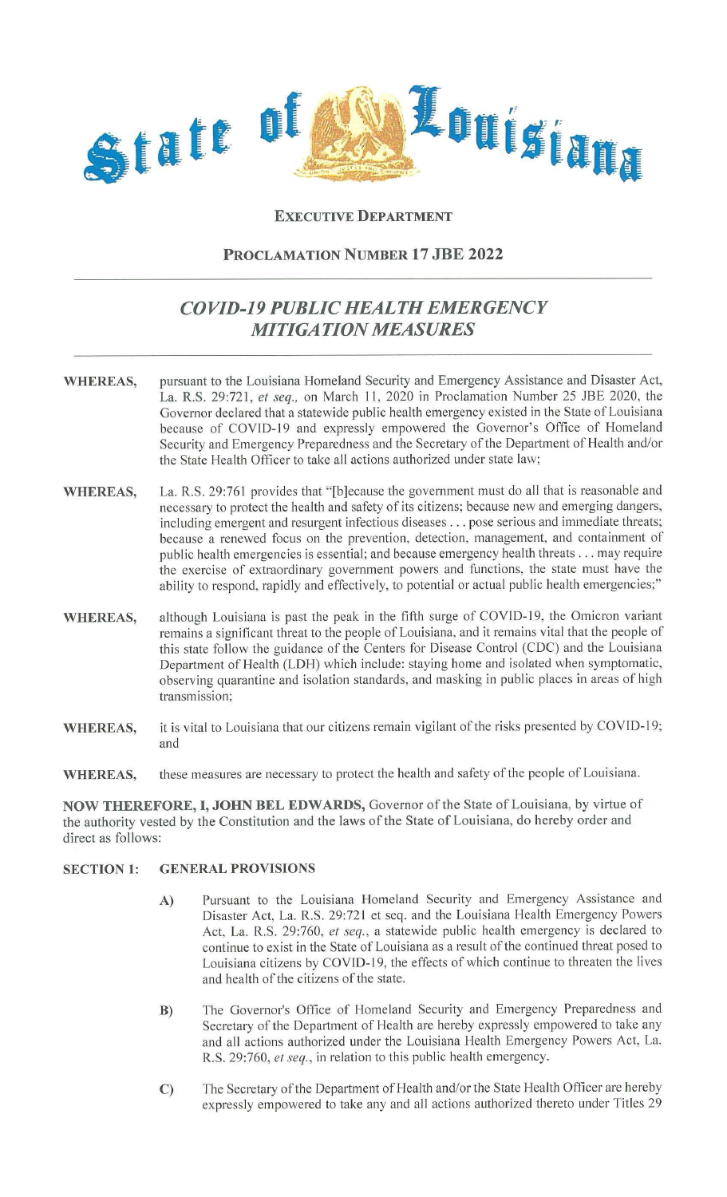# State of Louisiana

## Executive Department

## Proclamation Number 17 JBE 2022

### *COVID-19 PUBLIC HEALTH EMERGENCY MITIGATION MEASURES*

**WHEREAS,** pursuant to the Louisiana Homeland Security and Emergency Assistance and Disaster Act, La. R.S. 29:721, *et seq.,* on March 11, 2020 in Proclamation Number 25 JBE 2020, the Governor declared that a statewide public health emergency existed in the State of Louisiana because of COVID-19 and expressly empowered the Governor's Office of Homeland Security and Emergency Preparedness and the Secretary of the Department of Health and/or the State Health Officer to take all actions authorized under state law;

**WHEREAS,** La. R.S. 29:761 provides that "[b]ecause the government must do all that is reasonable and necessary to protect the health and safety of its citizens; because new and emerging dangers, including emergent and resurgent infectious diseases . . . pose serious and immediate threats; because a renewed focus on the prevention, detection, management, and containment of public health emergencies is essential; and because emergency health threats . . . may require the exercise of extraordinary government powers and functions, the state must have the ability to respond, rapidly and effectively, to potential or actual public health emergencies;"

**WHEREAS,** although Louisiana is past the peak in the fifth surge of COVID-19, the Omicron variant remains a significant threat to the people of Louisiana, and it remains vital that the people of this state follow the guidance of the Centers for Disease Control (CDC) and the Louisiana Department of Health (LDH) which include: staying home and isolated when symptomatic, observing quarantine and isolation standards, and masking in public places in areas of high transmission;

**WHEREAS,** it is vital to Louisiana that our citizens remain vigilant of the risks presented by COVID-19; and

**WHEREAS,** these measures are necessary to protect the health and safety of the people of Louisiana.

**NOW THEREFORE, I, JOHN BEL EDWARDS,** Governor of the State of Louisiana, by virtue of the authority vested by the Constitution and the laws of the State of Louisiana, do hereby order and direct as follows:

**SECTION 1: GENERAL PROVISIONS**

A) Pursuant to the Louisiana Homeland Security and Emergency Assistance and Disaster Act, La. R.S. 29:721 et seq. and the Louisiana Health Emergency Powers Act, La. R.S. 29:760, *et seq.*, a statewide public health emergency is declared to continue to exist in the State of Louisiana as a result of the continued threat posed to Louisiana citizens by COVID-19, the effects of which continue to threaten the lives and health of the citizens of the state.

B) The Governor's Office of Homeland Security and Emergency Preparedness and Secretary of the Department of Health are hereby expressly empowered to take any and all actions authorized under the Louisiana Health Emergency Powers Act, La. R.S. 29:760, *et seq.*, in relation to this public health emergency.

C) The Secretary of the Department of Health and/or the State Health Officer are hereby expressly empowered to take any and all actions authorized thereto under Titles 29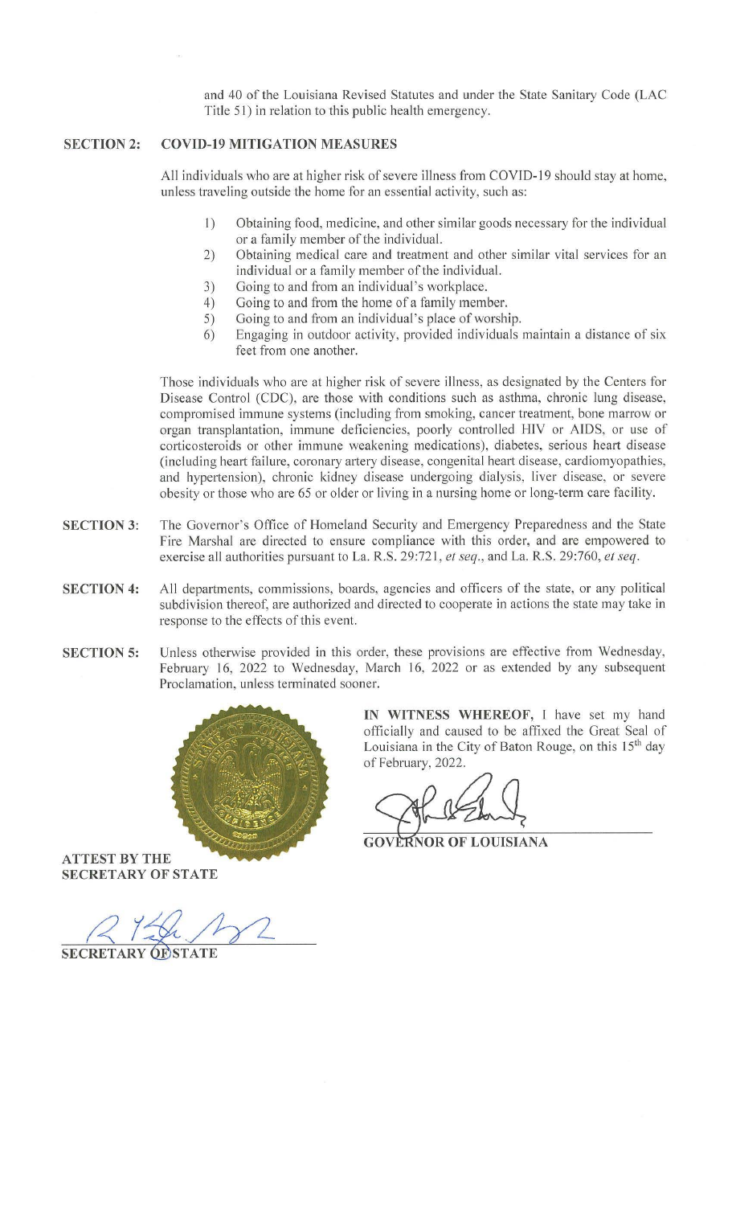and 40 of the Louisiana Revised Statutes and under the State Sanitary Code (LAC Title 51) in relation to this public health emergency.

**SECTION 2: COVID-19 MITIGATION MEASURES**

All individuals who are at higher risk of severe illness from COVID-19 should stay at home, unless traveling outside the home for an essential activity, such as:

1) Obtaining food, medicine, and other similar goods necessary for the individual or a family member of the individual.
2) Obtaining medical care and treatment and other similar vital services for an individual or a family member of the individual.
3) Going to and from an individual's workplace.
4) Going to and from the home of a family member.
5) Going to and from an individual's place of worship.
6) Engaging in outdoor activity, provided individuals maintain a distance of six feet from one another.

Those individuals who are at higher risk of severe illness, as designated by the Centers for Disease Control (CDC), are those with conditions such as asthma, chronic lung disease, compromised immune systems (including from smoking, cancer treatment, bone marrow or organ transplantation, immune deficiencies, poorly controlled HIV or AIDS, or use of corticosteroids or other immune weakening medications), diabetes, serious heart disease (including heart failure, coronary artery disease, congenital heart disease, cardiomyopathies, and hypertension), chronic kidney disease undergoing dialysis, liver disease, or severe obesity or those who are 65 or older or living in a nursing home or long-term care facility.

**SECTION 3:** The Governor's Office of Homeland Security and Emergency Preparedness and the State Fire Marshal are directed to ensure compliance with this order, and are empowered to exercise all authorities pursuant to La. R.S. 29:721, *et seq.*, and La. R.S. 29:760, *et seq.*

**SECTION 4:** All departments, commissions, boards, agencies and officers of the state, or any political subdivision thereof, are authorized and directed to cooperate in actions the state may take in response to the effects of this event.

**SECTION 5:** Unless otherwise provided in this order, these provisions are effective from Wednesday, February 16, 2022 to Wednesday, March 16, 2022 or as extended by any subsequent Proclamation, unless terminated sooner.

**IN WITNESS WHEREOF,** I have set my hand officially and caused to be affixed the Great Seal of Louisiana in the City of Baton Rouge, on this 15th day of February, 2022.

**GOVERNOR OF LOUISIANA**

**ATTEST BY THE SECRETARY OF STATE**

**SECRETARY OF STATE**